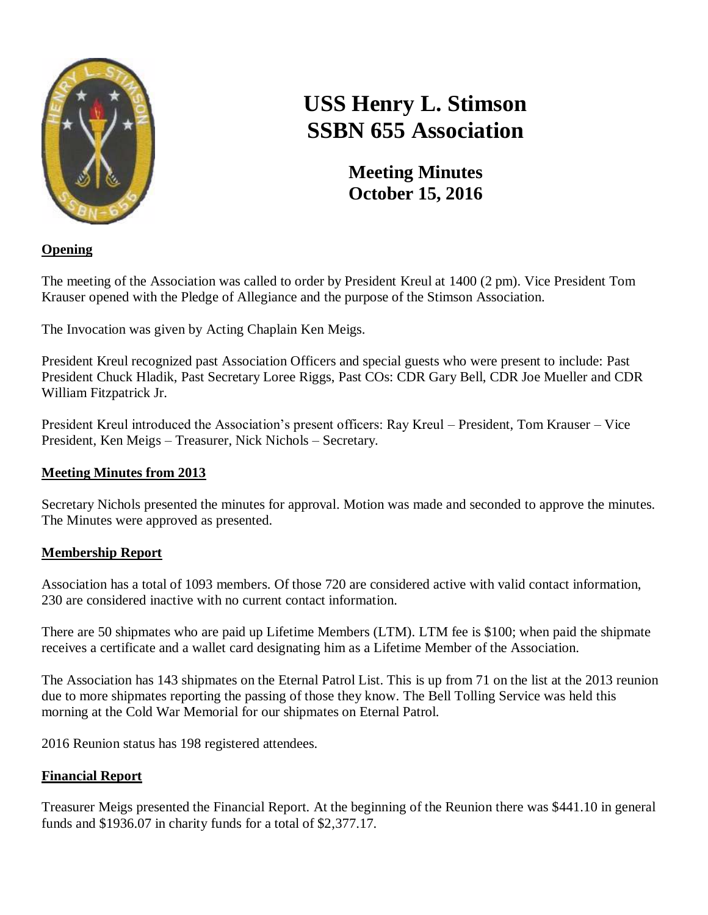# USS Henry L. Stimson SSBN 655 Association

## Meeting Minutes October 15, 2016

### Opening

The meeting of the Association was called to order by President Kreul at 1400 (2 pm). Vice President Tom Krauser opened with the Pledge of Allegiance and the purpose of the Stimson Association.

The Invocation was given by Acting Chaplain Ken Meigs.

President Kreul recognized past Association Officers and special guests who were present to include: Past President Chuck Hladik, Past Secretary Loree Riggs, Past COs: CDR Gary Bell, CDR Joe Mueller and CDR William Fitzpatrick Jr.

President Kreul introduced the Association's present officers: Ray Kreul – President, Tom Krauser – Vice President, Ken Meigs – Treasurer, Nick Nichols – Secretary.

### Meeting Minutes from 2013

Secretary Nichols presented the minutes for approval. Motion was made and seconded to approve the minutes. The Minutes were approved as presented.

### Membership Report

Association has a total of 1093 members. Of those 720 are considered active with valid contact information, 230 are considered inactive with no current contact information.

There are 50 shipmates who are paid up Lifetime Members (LTM). LTM fee is $100; when paid the shipmate receives a certificate and a wallet card designating him as a Lifetime Member of the Association.

The Association has 143 shipmates on the Eternal Patrol List. This is up from 71 on the list at the 2013 reunion due to more shipmates reporting the passing of those they know. The Bell Tolling Service was held this morning at the Cold War Memorial for our shipmates on Eternal Patrol.

2016 Reunion status has 198 registered attendees.

### Financial Report

Treasurer Meigs presented the Financial Report. At the beginning of the Reunion there was $441.10 in general funds and $1936.07 in charity funds for a total of $2,377.17.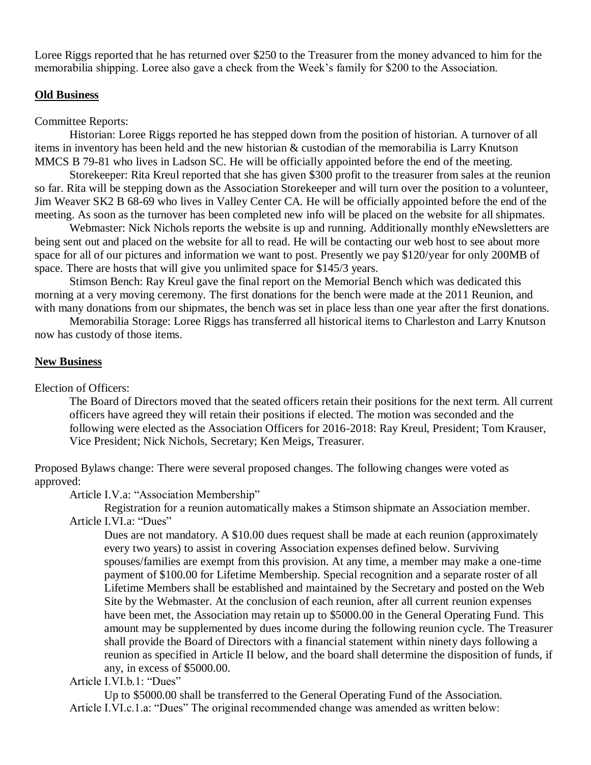Loree Riggs reported that he has returned over $250 to the Treasurer from the money advanced to him for the memorabilia shipping. Loree also gave a check from the Week's family for $200 to the Association.

**Old Business**

Committee Reports:

Historian: Loree Riggs reported he has stepped down from the position of historian. A turnover of all items in inventory has been held and the new historian & custodian of the memorabilia is Larry Knutson MMCS B 79-81 who lives in Ladson SC. He will be officially appointed before the end of the meeting.

Storekeeper: Rita Kreul reported that she has given $300 profit to the treasurer from sales at the reunion so far. Rita will be stepping down as the Association Storekeeper and will turn over the position to a volunteer, Jim Weaver SK2 B 68-69 who lives in Valley Center CA. He will be officially appointed before the end of the meeting. As soon as the turnover has been completed new info will be placed on the website for all shipmates.

Webmaster: Nick Nichols reports the website is up and running. Additionally monthly eNewsletters are being sent out and placed on the website for all to read. He will be contacting our web host to see about more space for all of our pictures and information we want to post. Presently we pay $120/year for only 200MB of space. There are hosts that will give you unlimited space for $145/3 years.

Stimson Bench: Ray Kreul gave the final report on the Memorial Bench which was dedicated this morning at a very moving ceremony. The first donations for the bench were made at the 2011 Reunion, and with many donations from our shipmates, the bench was set in place less than one year after the first donations.

Memorabilia Storage: Loree Riggs has transferred all historical items to Charleston and Larry Knutson now has custody of those items.

**New Business**

Election of Officers:

The Board of Directors moved that the seated officers retain their positions for the next term. All current officers have agreed they will retain their positions if elected. The motion was seconded and the following were elected as the Association Officers for 2016-2018: Ray Kreul, President; Tom Krauser, Vice President; Nick Nichols, Secretary; Ken Meigs, Treasurer.

Proposed Bylaws change: There were several proposed changes. The following changes were voted as approved:

Article I.V.a: "Association Membership"

> Registration for a reunion automatically makes a Stimson shipmate an Association member.

Article I.VI.a: "Dues"

> Dues are not mandatory. A $10.00 dues request shall be made at each reunion (approximately every two years) to assist in covering Association expenses defined below. Surviving spouses/families are exempt from this provision. At any time, a member may make a one-time payment of $100.00 for Lifetime Membership. Special recognition and a separate roster of all Lifetime Members shall be established and maintained by the Secretary and posted on the Web Site by the Webmaster. At the conclusion of each reunion, after all current reunion expenses have been met, the Association may retain up to $5000.00 in the General Operating Fund. This amount may be supplemented by dues income during the following reunion cycle. The Treasurer shall provide the Board of Directors with a financial statement within ninety days following a reunion as specified in Article II below, and the board shall determine the disposition of funds, if any, in excess of $5000.00.

Article I.VI.b.1: "Dues"

> Up to $5000.00 shall be transferred to the General Operating Fund of the Association.

Article I.VI.c.1.a: "Dues" The original recommended change was amended as written below: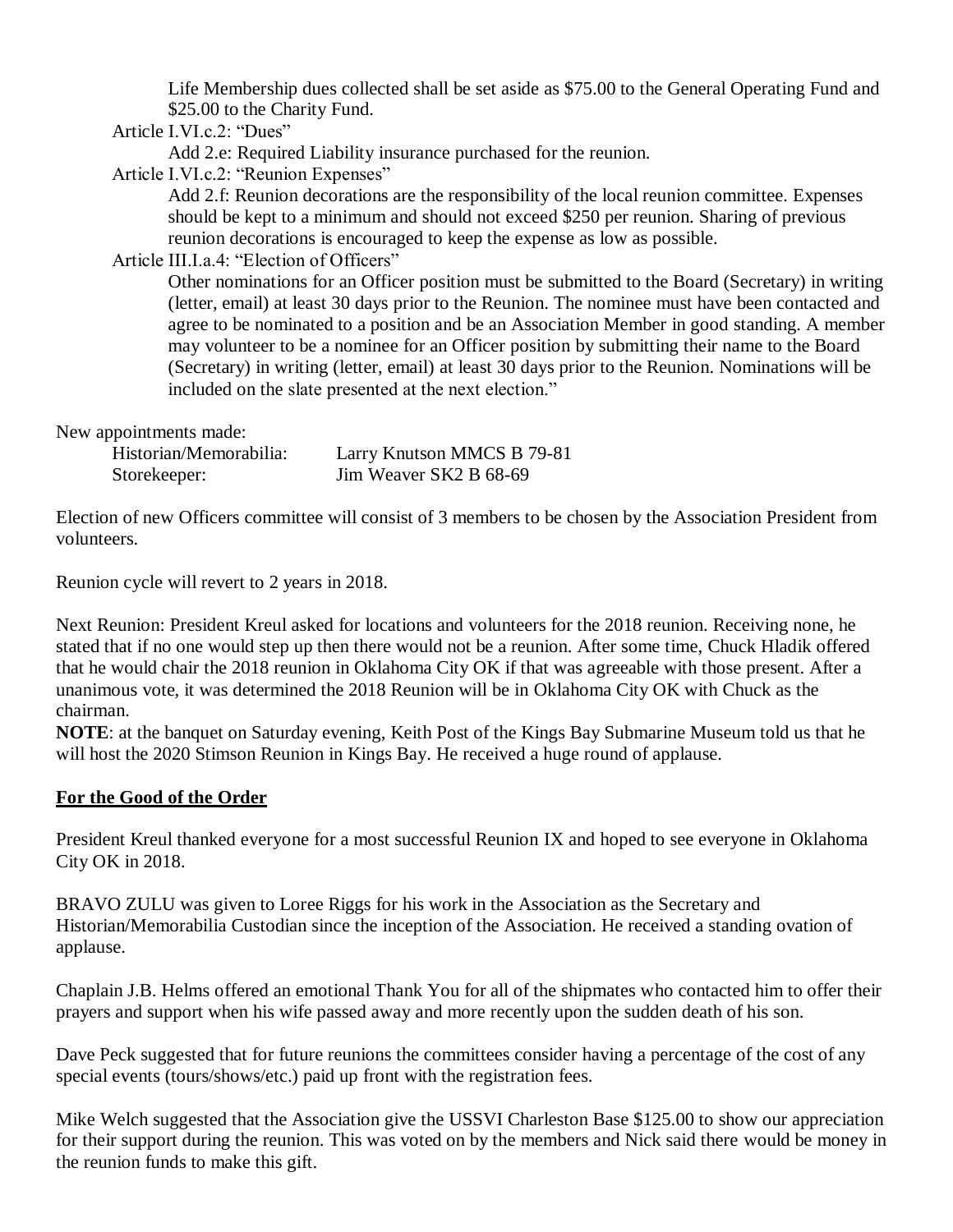Life Membership dues collected shall be set aside as $75.00 to the General Operating Fund and $25.00 to the Charity Fund.

Article I.VI.c.2: "Dues"

Add 2.e: Required Liability insurance purchased for the reunion.

Article I.VI.c.2: "Reunion Expenses"

Add 2.f: Reunion decorations are the responsibility of the local reunion committee. Expenses should be kept to a minimum and should not exceed $250 per reunion. Sharing of previous reunion decorations is encouraged to keep the expense as low as possible.

Article III.I.a.4: "Election of Officers"

Other nominations for an Officer position must be submitted to the Board (Secretary) in writing (letter, email) at least 30 days prior to the Reunion. The nominee must have been contacted and agree to be nominated to a position and be an Association Member in good standing. A member may volunteer to be a nominee for an Officer position by submitting their name to the Board (Secretary) in writing (letter, email) at least 30 days prior to the Reunion. Nominations will be included on the slate presented at the next election."

New appointments made:

| | |
|---|---|
| Historian/Memorabilia: | Larry Knutson MMCS B 79-81 |
| Storekeeper: | Jim Weaver SK2 B 68-69 |

Election of new Officers committee will consist of 3 members to be chosen by the Association President from volunteers.

Reunion cycle will revert to 2 years in 2018.

Next Reunion: President Kreul asked for locations and volunteers for the 2018 reunion. Receiving none, he stated that if no one would step up then there would not be a reunion. After some time, Chuck Hladik offered that he would chair the 2018 reunion in Oklahoma City OK if that was agreeable with those present. After a unanimous vote, it was determined the 2018 Reunion will be in Oklahoma City OK with Chuck as the chairman.

**NOTE**: at the banquet on Saturday evening, Keith Post of the Kings Bay Submarine Museum told us that he will host the 2020 Stimson Reunion in Kings Bay. He received a huge round of applause.

## For the Good of the Order

President Kreul thanked everyone for a most successful Reunion IX and hoped to see everyone in Oklahoma City OK in 2018.

BRAVO ZULU was given to Loree Riggs for his work in the Association as the Secretary and Historian/Memorabilia Custodian since the inception of the Association. He received a standing ovation of applause.

Chaplain J.B. Helms offered an emotional Thank You for all of the shipmates who contacted him to offer their prayers and support when his wife passed away and more recently upon the sudden death of his son.

Dave Peck suggested that for future reunions the committees consider having a percentage of the cost of any special events (tours/shows/etc.) paid up front with the registration fees.

Mike Welch suggested that the Association give the USSVI Charleston Base $125.00 to show our appreciation for their support during the reunion. This was voted on by the members and Nick said there would be money in the reunion funds to make this gift.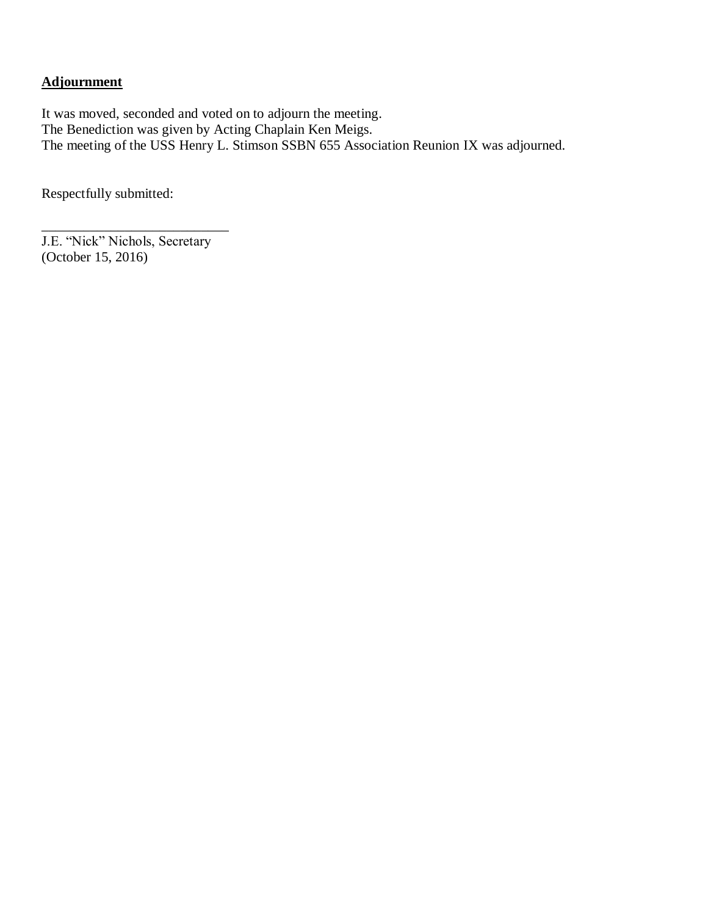**Adjournment**

It was moved, seconded and voted on to adjourn the meeting.
The Benediction was given by Acting Chaplain Ken Meigs.
The meeting of the USS Henry L. Stimson SSBN 655 Association Reunion IX was adjourned.

Respectfully submitted:

_____________________________
J.E. "Nick" Nichols, Secretary
(October 15, 2016)